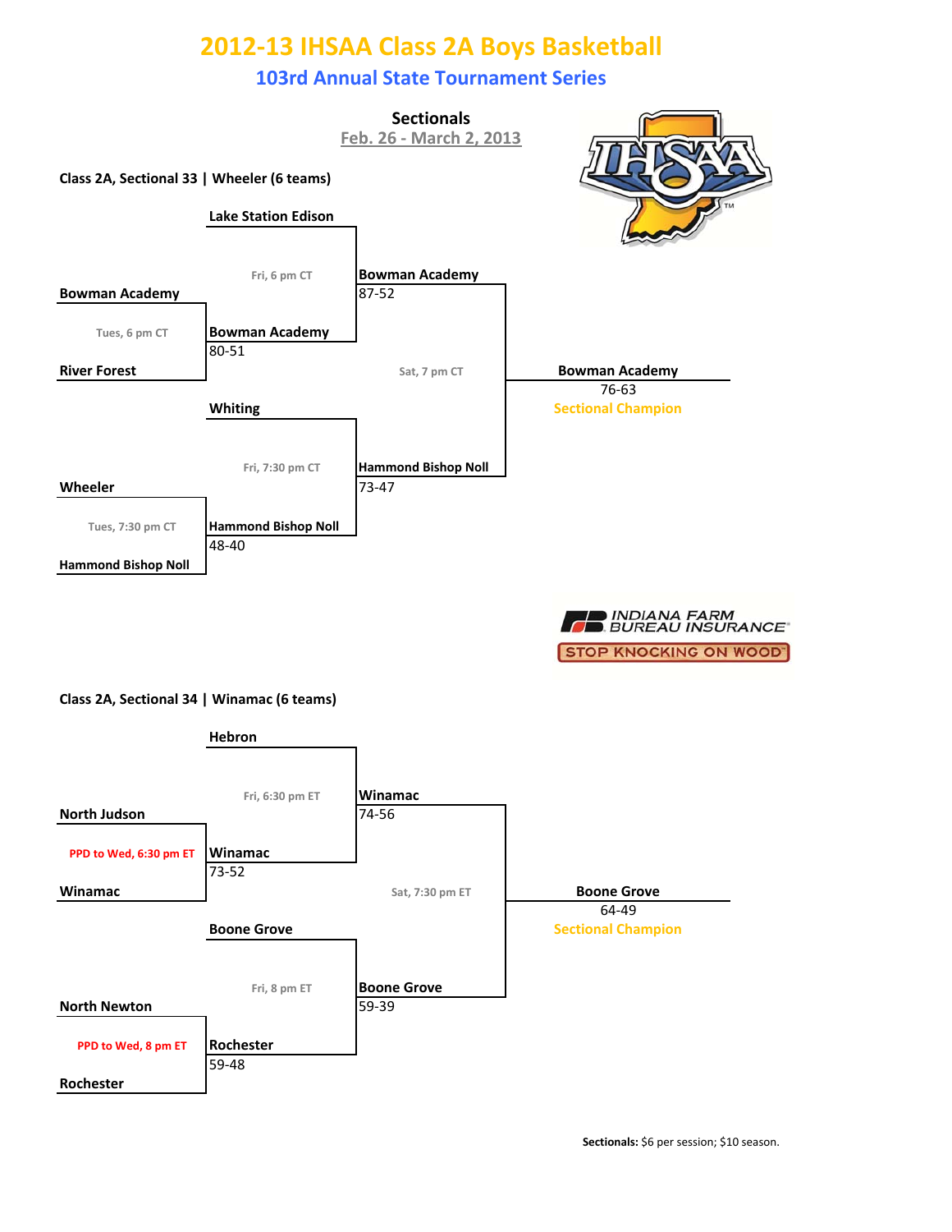# 2012-13 IHSAA Class 2A Boys Basketball

## 103rd Annual State Tournament Series

**Sectionals**
Feb. 26 - March 2, 2013

### Class 2A, Sectional 33 | Wheeler (6 teams)

**First Round**

- Tues, 6 pm CT: Bowman Academy vs. River Forest — **Bowman Academy** 80-51
- Tues, 7:30 pm CT: Wheeler vs. Hammond Bishop Noll — **Hammond Bishop Noll** 48-40

**Semifinals**

- Fri, 6 pm CT: Lake Station Edison vs. Bowman Academy — **Bowman Academy** 87-52
- Fri, 7:30 pm CT: Whiting vs. Hammond Bishop Noll — **Hammond Bishop Noll** 73-47

**Championship**

- Sat, 7 pm CT: Bowman Academy vs. Hammond Bishop Noll — **Bowman Academy** 76-63

**Sectional Champion: Bowman Academy**

INDIANA FARM BUREAU INSURANCE
STOP KNOCKING ON WOOD

### Class 2A, Sectional 34 | Winamac (6 teams)

**First Round**

- PPD to Wed, 6:30 pm ET: North Judson vs. Winamac — **Winamac** 73-52
- PPD to Wed, 8 pm ET: North Newton vs. Rochester — **Rochester** 59-48

**Semifinals**

- Fri, 6:30 pm ET: Hebron vs. Winamac — **Winamac** 74-56
- Fri, 8 pm ET: Boone Grove vs. Rochester — **Boone Grove** 59-39

**Championship**

- Sat, 7:30 pm ET: Winamac vs. Boone Grove — **Boone Grove** 64-49

**Sectional Champion: Boone Grove**

**Sectionals:** $6 per session; $10 season.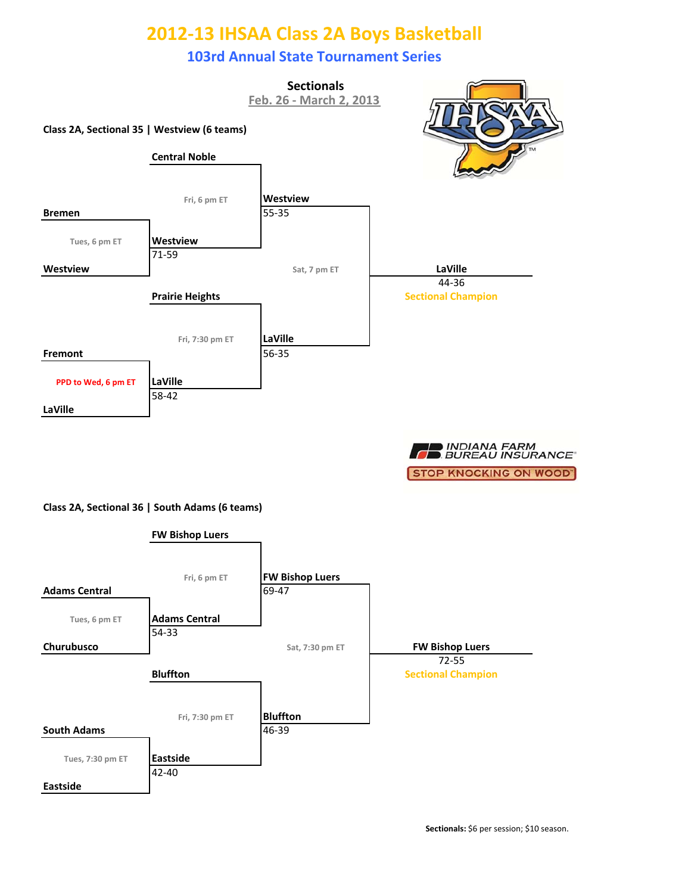# 2012-13 IHSAA Class 2A Boys Basketball

## 103rd Annual State Tournament Series

### Sectionals

Feb. 26 - March 2, 2013

#### Class 2A, Sectional 35 | Westview (6 teams)

**First Round**

- Bremen vs. Westview (Tues, 6 pm ET) — **Westview** 71-59
- Fremont vs. LaVille (PPD to Wed, 6 pm ET) — **LaVille** 58-42

**Semifinals**

- Central Noble vs. Westview (Fri, 6 pm ET) — **Westview** 55-35
- Prairie Heights vs. LaVille (Fri, 7:30 pm ET) — **LaVille** 56-35

**Championship**

- Westview vs. LaVille (Sat, 7 pm ET) — **LaVille** 44-36

**Sectional Champion:** LaVille

INDIANA FARM BUREAU INSURANCE — STOP KNOCKING ON WOOD

#### Class 2A, Sectional 36 | South Adams (6 teams)

**First Round**

- Adams Central vs. Churubusco (Tues, 6 pm ET) — **Adams Central** 54-33
- South Adams vs. Eastside (Tues, 7:30 pm ET) — **Eastside** 42-40

**Semifinals**

- FW Bishop Luers vs. Adams Central (Fri, 6 pm ET) — **FW Bishop Luers** 69-47
- Bluffton vs. Eastside (Fri, 7:30 pm ET) — **Bluffton** 46-39

**Championship**

- FW Bishop Luers vs. Bluffton (Sat, 7:30 pm ET) — **FW Bishop Luers** 72-55

**Sectional Champion:** FW Bishop Luers

**Sectionals:** $6 per session; $10 season.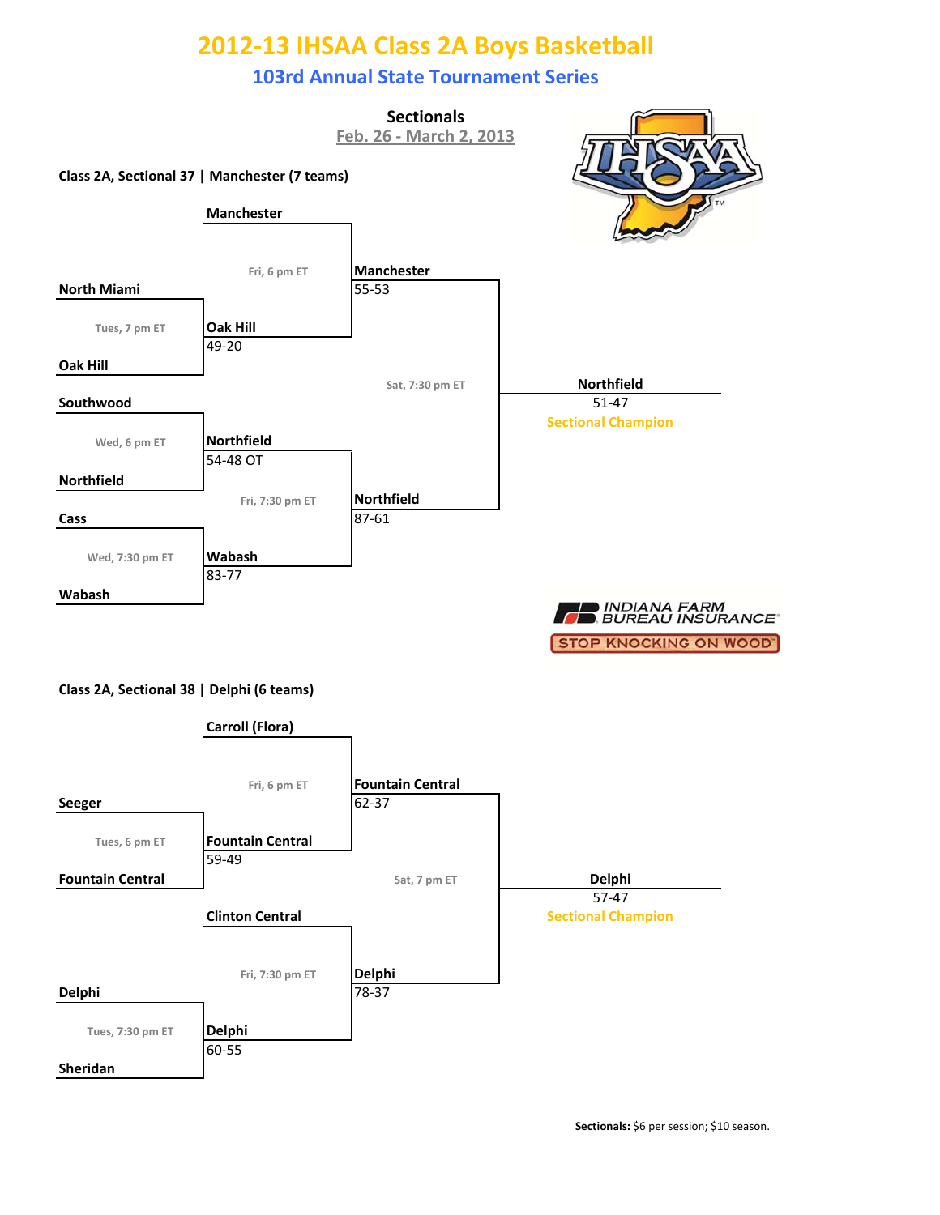# 2012-13 IHSAA Class 2A Boys Basketball

## 103rd Annual State Tournament Series

**Sectionals**

Feb. 26 - March 2, 2013

### Class 2A, Sectional 37 | Manchester (7 teams)

| Round | Time | Matchup | Winner | Score |
|---|---|---|---|---|
| First Round | Tues, 7 pm ET | North Miami vs. Oak Hill | Oak Hill | 49-20 |
| First Round | Wed, 6 pm ET | Southwood vs. Northfield | Northfield | 54-48 OT |
| First Round | Wed, 7:30 pm ET | Cass vs. Wabash | Wabash | 83-77 |
| Semifinal | Fri, 6 pm ET | Manchester vs. Oak Hill | Manchester | 55-53 |
| Semifinal | Fri, 7:30 pm ET | Northfield vs. Wabash | Northfield | 87-61 |
| Final | Sat, 7:30 pm ET | Manchester vs. Northfield | Northfield | 51-47 |

**Sectional Champion: Northfield**

INDIANA FARM BUREAU INSURANCE

STOP KNOCKING ON WOOD

### Class 2A, Sectional 38 | Delphi (6 teams)

| Round | Time | Matchup | Winner | Score |
|---|---|---|---|---|
| First Round | Tues, 6 pm ET | Seeger vs. Fountain Central | Fountain Central | 59-49 |
| First Round | Tues, 7:30 pm ET | Delphi vs. Sheridan | Delphi | 60-55 |
| Semifinal | Fri, 6 pm ET | Carroll (Flora) vs. Fountain Central | Fountain Central | 62-37 |
| Semifinal | Fri, 7:30 pm ET | Clinton Central vs. Delphi | Delphi | 78-37 |
| Final | Sat, 7 pm ET | Fountain Central vs. Delphi | Delphi | 57-47 |

**Sectional Champion: Delphi**

**Sectionals:** $6 per session; $10 season.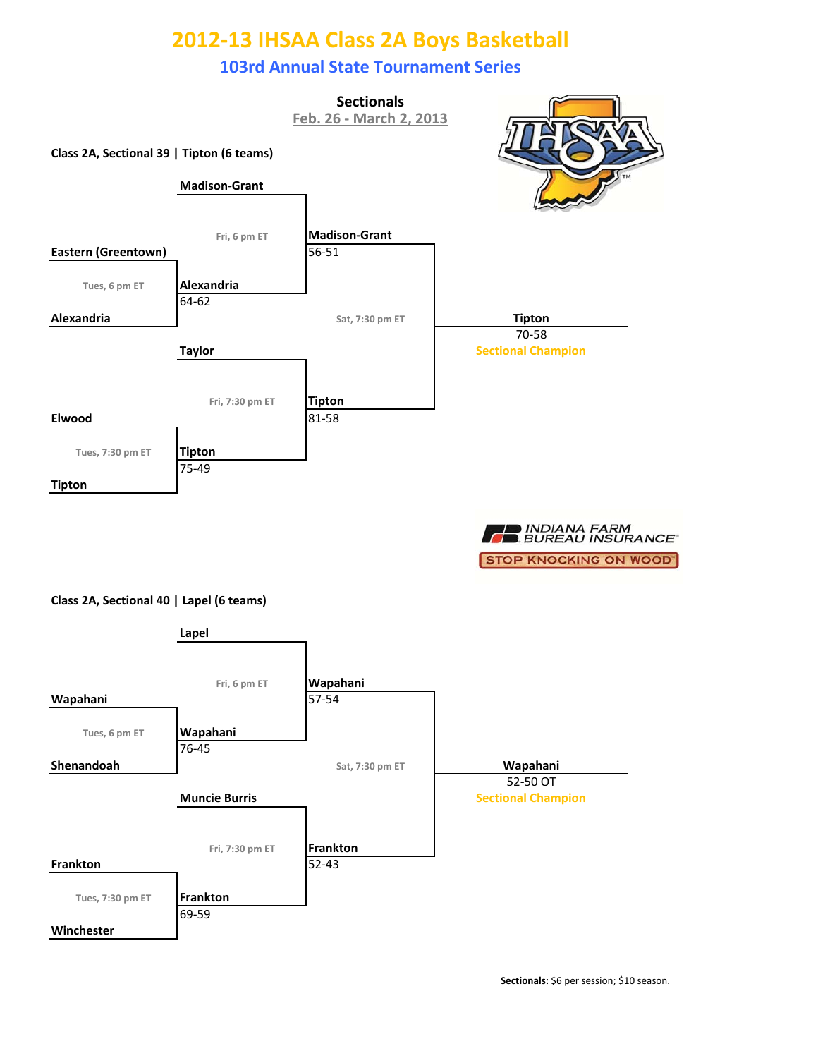# 2012-13 IHSAA Class 2A Boys Basketball

## 103rd Annual State Tournament Series

### Sectionals

Feb. 26 - March 2, 2013

**Class 2A, Sectional 39 | Tipton (6 teams)**

**First Round — Tues, 6 pm ET:** Eastern (Greentown) vs. Alexandria — **Alexandria** 64-62

**First Round — Tues, 7:30 pm ET:** Elwood vs. Tipton — **Tipton** 75-49

**Semifinal — Fri, 6 pm ET:** Madison-Grant vs. Alexandria — **Madison-Grant** 56-51

**Semifinal — Fri, 7:30 pm ET:** Taylor vs. Tipton — **Tipton** 81-58

**Championship — Sat, 7:30 pm ET:** Madison-Grant vs. Tipton — **Tipton** 70-58

Sectional Champion: **Tipton**

INDIANA FARM BUREAU INSURANCE

STOP KNOCKING ON WOOD

**Class 2A, Sectional 40 | Lapel (6 teams)**

**First Round — Tues, 6 pm ET:** Wapahani vs. Shenandoah — **Wapahani** 76-45

**First Round — Tues, 7:30 pm ET:** Frankton vs. Winchester — **Frankton** 69-59

**Semifinal — Fri, 6 pm ET:** Lapel vs. Wapahani — **Wapahani** 57-54

**Semifinal — Fri, 7:30 pm ET:** Muncie Burris vs. Frankton — **Frankton** 52-43

**Championship — Sat, 7:30 pm ET:** Wapahani vs. Frankton — **Wapahani** 52-50 OT

Sectional Champion: **Wapahani**

**Sectionals:** $6 per session; $10 season.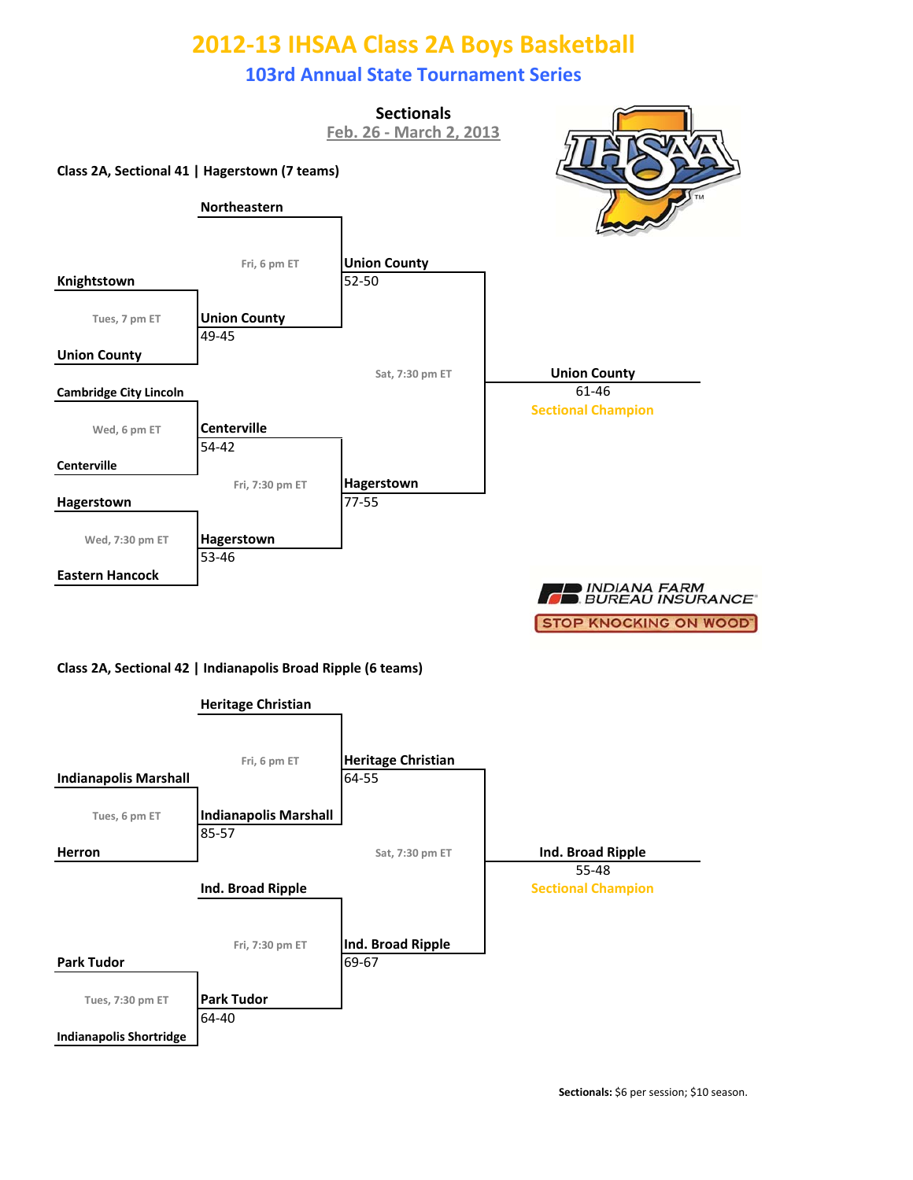# 2012-13 IHSAA Class 2A Boys Basketball

## 103rd Annual State Tournament Series

### Sectionals

Feb. 26 - March 2, 2013

**Class 2A, Sectional 41 | Hagerstown (7 teams)**

| Round 1 | Round 2 | Semifinal | Final |
|---|---|---|---|
| Northeastern (bye) | | | |
| Knightstown vs. Union County — Tues, 7 pm ET | Union County 49-45 | | |
| | Northeastern vs. Union County — Fri, 6 pm ET | Union County 52-50 | |
| Cambridge City Lincoln vs. Centerville — Wed, 6 pm ET | Centerville 54-42 | | |
| Hagerstown vs. Eastern Hancock — Wed, 7:30 pm ET | Hagerstown 53-46 | | |
| | Centerville vs. Hagerstown — Fri, 7:30 pm ET | Hagerstown 77-55 | |
| | | Union County vs. Hagerstown — Sat, 7:30 pm ET | **Union County 61-46 — Sectional Champion** |

INDIANA FARM BUREAU INSURANCE — STOP KNOCKING ON WOOD

**Class 2A, Sectional 42 | Indianapolis Broad Ripple (6 teams)**

| Round 1 | Round 2 | Semifinal | Final |
|---|---|---|---|
| Heritage Christian (bye) | | | |
| Indianapolis Marshall vs. Herron — Tues, 6 pm ET | Indianapolis Marshall 85-57 | | |
| | Heritage Christian vs. Indianapolis Marshall — Fri, 6 pm ET | Heritage Christian 64-55 | |
| Ind. Broad Ripple (bye) | | | |
| Park Tudor vs. Indianapolis Shortridge — Tues, 7:30 pm ET | Park Tudor 64-40 | | |
| | Ind. Broad Ripple vs. Park Tudor — Fri, 7:30 pm ET | Ind. Broad Ripple 69-67 | |
| | | Heritage Christian vs. Ind. Broad Ripple — Sat, 7:30 pm ET | **Ind. Broad Ripple 55-48 — Sectional Champion** |

**Sectionals:** $6 per session; $10 season.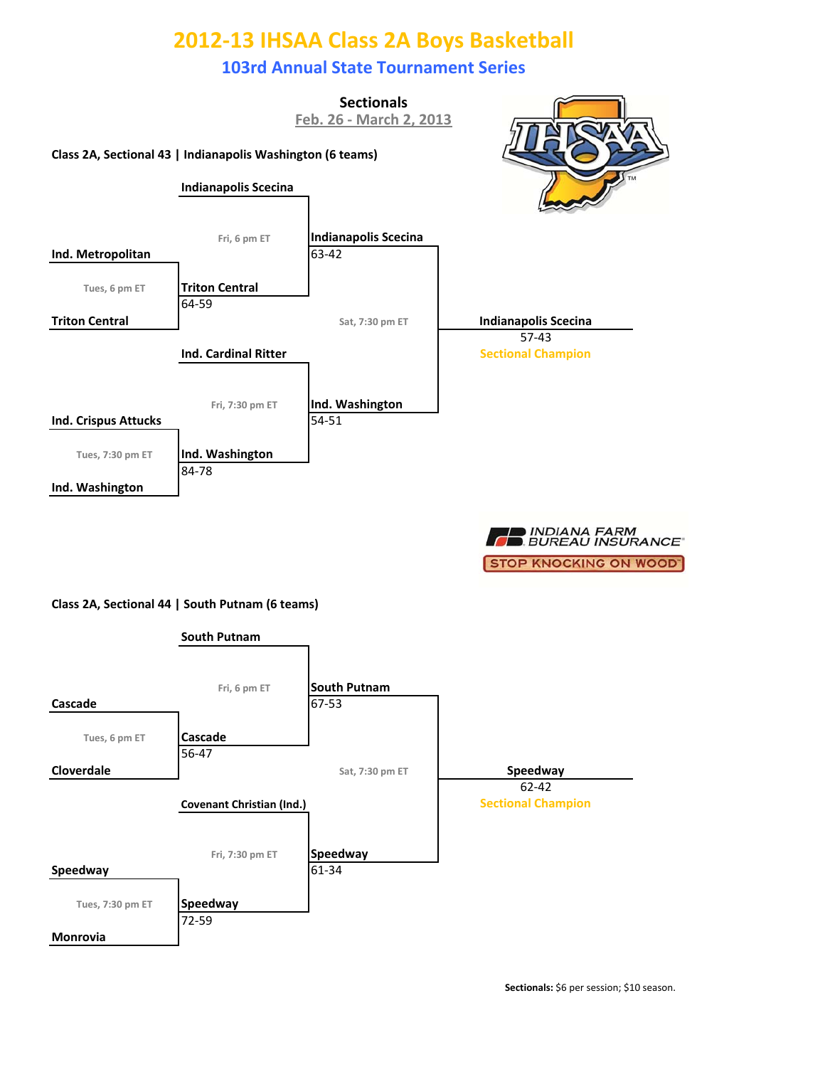# 2012-13 IHSAA Class 2A Boys Basketball

## 103rd Annual State Tournament Series

### Sectionals

Feb. 26 - March 2, 2013

**Class 2A, Sectional 43 | Indianapolis Washington (6 teams)**

**Tues, 6 pm ET:** Ind. Metropolitan vs. Triton Central — **Triton Central** 64-59

**Tues, 7:30 pm ET:** Ind. Crispus Attucks vs. Ind. Washington — **Ind. Washington** 84-78

**Fri, 6 pm ET:** Indianapolis Scecina vs. Triton Central — **Indianapolis Scecina** 63-42

**Fri, 7:30 pm ET:** Ind. Cardinal Ritter vs. Ind. Washington — **Ind. Washington** 54-51

**Sat, 7:30 pm ET:** Indianapolis Scecina vs. Ind. Washington — **Indianapolis Scecina** 57-43

**Sectional Champion:** Indianapolis Scecina

INDIANA FARM BUREAU INSURANCE
STOP KNOCKING ON WOOD

**Class 2A, Sectional 44 | South Putnam (6 teams)**

**Tues, 6 pm ET:** Cascade vs. Cloverdale — **Cascade** 56-47

**Tues, 7:30 pm ET:** Speedway vs. Monrovia — **Speedway** 72-59

**Fri, 6 pm ET:** South Putnam vs. Cascade — **South Putnam** 67-53

**Fri, 7:30 pm ET:** Covenant Christian (Ind.) vs. Speedway — **Speedway** 61-34

**Sat, 7:30 pm ET:** South Putnam vs. Speedway — **Speedway** 62-42

**Sectional Champion:** Speedway

**Sectionals:** $6 per session; $10 season.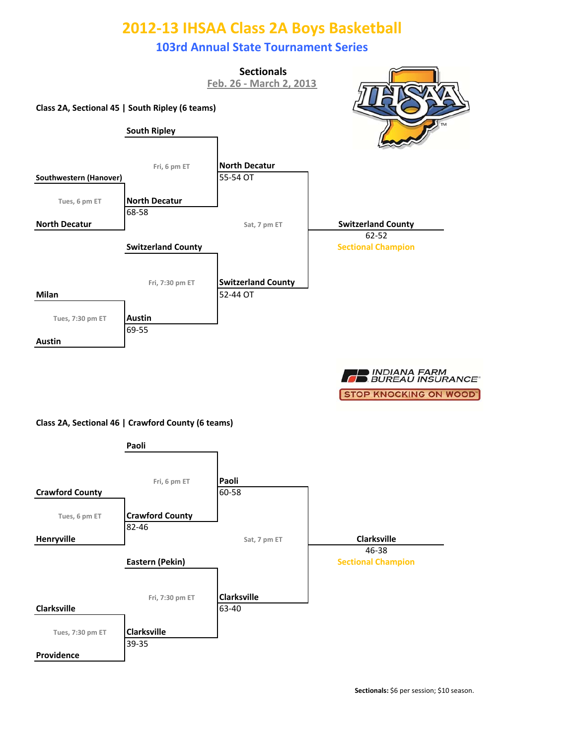# 2012-13 IHSAA Class 2A Boys Basketball

## 103rd Annual State Tournament Series

### Sectionals

Feb. 26 - March 2, 2013

**Class 2A, Sectional 45 | South Ripley (6 teams)**

| First Round | Semifinals | Championship | Sectional Champion |
| --- | --- | --- | --- |
| Tues, 6 pm ET: Southwestern (Hanover) vs. North Decatur — **North Decatur** 68-58 | Fri, 6 pm ET: South Ripley vs. North Decatur — **North Decatur** 55-54 OT | Sat, 7 pm ET: North Decatur vs. Switzerland County — **Switzerland County** 62-52 | **Switzerland County** |
| Tues, 7:30 pm ET: Milan vs. Austin — **Austin** 69-55 | Fri, 7:30 pm ET: Switzerland County vs. Austin — **Switzerland County** 52-44 OT | | |

**Class 2A, Sectional 46 | Crawford County (6 teams)**

| First Round | Semifinals | Championship | Sectional Champion |
| --- | --- | --- | --- |
| Tues, 6 pm ET: Crawford County vs. Henryville — **Crawford County** 82-46 | Fri, 6 pm ET: Paoli vs. Crawford County — **Paoli** 60-58 | Sat, 7 pm ET: Paoli vs. Clarksville — **Clarksville** 46-38 | **Clarksville** |
| Tues, 7:30 pm ET: Clarksville vs. Providence — **Clarksville** 39-35 | Fri, 7:30 pm ET: Eastern (Pekin) vs. Clarksville — **Clarksville** 63-40 | | |

INDIANA FARM BUREAU INSURANCE — STOP KNOCKING ON WOOD

**Sectionals:** $6 per session; $10 season.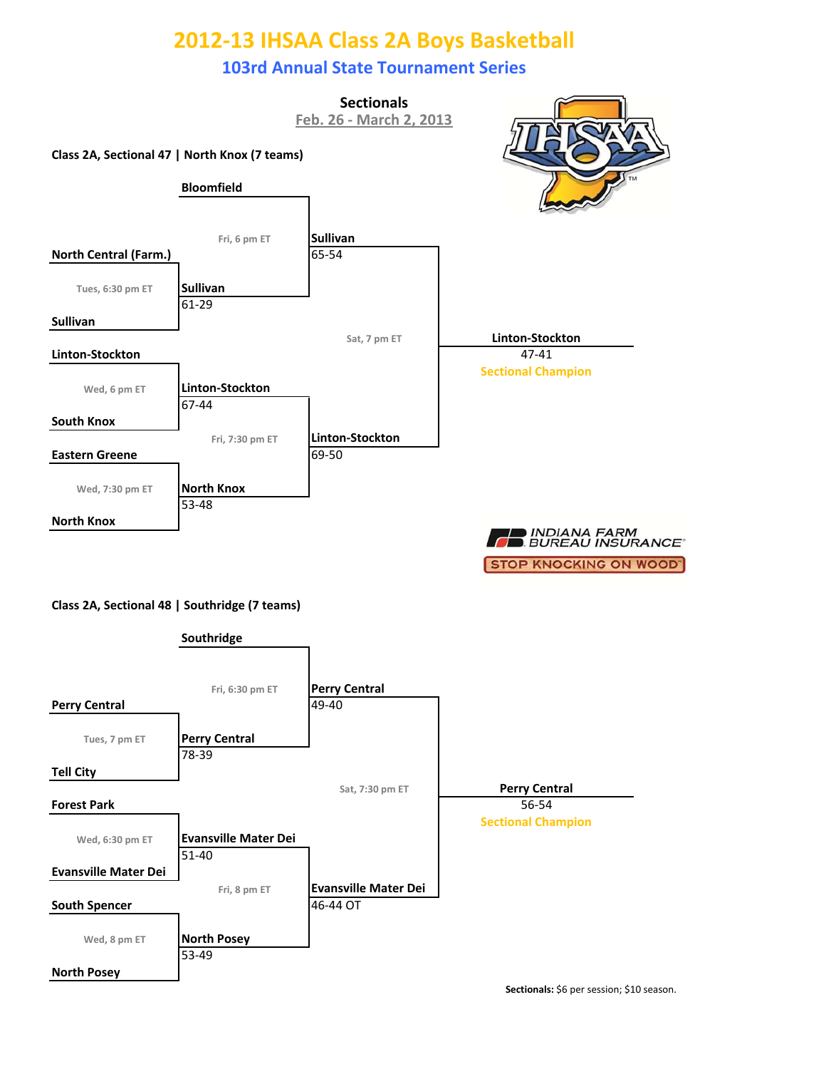# 2012-13 IHSAA Class 2A Boys Basketball

## 103rd Annual State Tournament Series

**Sectionals**
Feb. 26 - March 2, 2013

### Class 2A, Sectional 47 | North Knox (7 teams)

**First round**

- Tues, 6:30 pm ET: North Central (Farm.) vs. Sullivan — **Sullivan** 61-29
- Wed, 6 pm ET: Linton-Stockton vs. South Knox — **Linton-Stockton** 67-44
- Wed, 7:30 pm ET: Eastern Greene vs. North Knox — **North Knox** 53-48

**Semifinals**

- Fri, 6 pm ET: Bloomfield vs. Sullivan — **Sullivan** 65-54
- Fri, 7:30 pm ET: Linton-Stockton vs. North Knox — **Linton-Stockton** 69-50

**Championship**

- Sat, 7 pm ET: Sullivan vs. Linton-Stockton — **Linton-Stockton** 47-41

Sectional Champion: **Linton-Stockton**

INDIANA FARM BUREAU INSURANCE
STOP KNOCKING ON WOOD

### Class 2A, Sectional 48 | Southridge (7 teams)

**First round**

- Tues, 7 pm ET: Perry Central vs. Tell City — **Perry Central** 78-39
- Wed, 6:30 pm ET: Forest Park vs. Evansville Mater Dei — **Evansville Mater Dei** 51-40
- Wed, 8 pm ET: South Spencer vs. North Posey — **North Posey** 53-49

**Semifinals**

- Fri, 6:30 pm ET: Southridge vs. Perry Central — **Perry Central** 49-40
- Fri, 8 pm ET: Evansville Mater Dei vs. North Posey — **Evansville Mater Dei** 46-44 OT

**Championship**

- Sat, 7:30 pm ET: Perry Central vs. Evansville Mater Dei — **Perry Central** 56-54

Sectional Champion: **Perry Central**

**Sectionals:** $6 per session; $10 season.